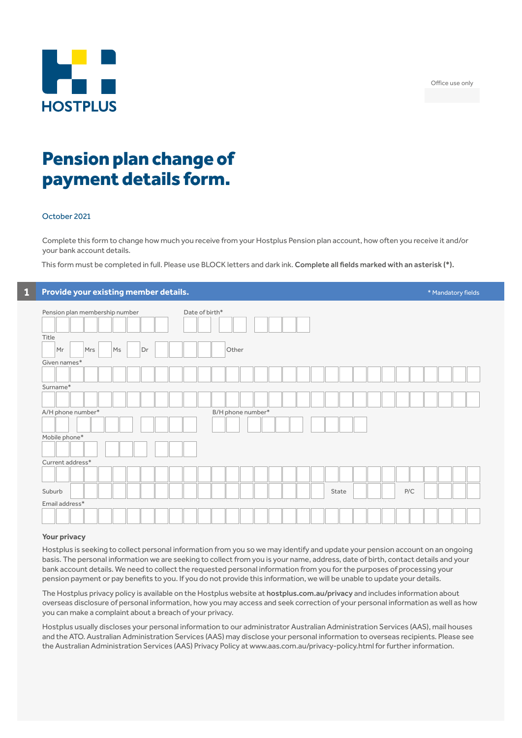HOSTPLUS

Office use only

# Pension plan change of payment details form.

October 2021

Complete this form to change how much you receive from your Hostplus Pension plan account, how often you receive it and/or your bank account details.

This form must be completed in full. Please use BLOCK letters and dark ink. **Complete all fields marked with an asterisk (*).**

## 1 Provide your existing member details.

\* Mandatory fields

Pension plan membership number

Date of birth*

Title

Mr Mrs Ms Dr Other

Given names*

Surname*

A/H phone number*

B/H phone number*

Mobile phone*

Current address*

Suburb

State

P/C

Email address*

**Your privacy**

Hostplus is seeking to collect personal information from you so we may identify and update your pension account on an ongoing basis. The personal information we are seeking to collect from you is your name, address, date of birth, contact details and your bank account details. We need to collect the requested personal information from you for the purposes of processing your pension payment or pay benefits to you. If you do not provide this information, we will be unable to update your details.

The Hostplus privacy policy is available on the Hostplus website at **hostplus.com.au/privacy** and includes information about overseas disclosure of personal information, how you may access and seek correction of your personal information as well as how you can make a complaint about a breach of your privacy.

Hostplus usually discloses your personal information to our administrator Australian Administration Services (AAS), mail houses and the ATO. Australian Administration Services (AAS) may disclose your personal information to overseas recipients. Please see the Australian Administration Services (AAS) Privacy Policy at www.aas.com.au/privacy-policy.html for further information.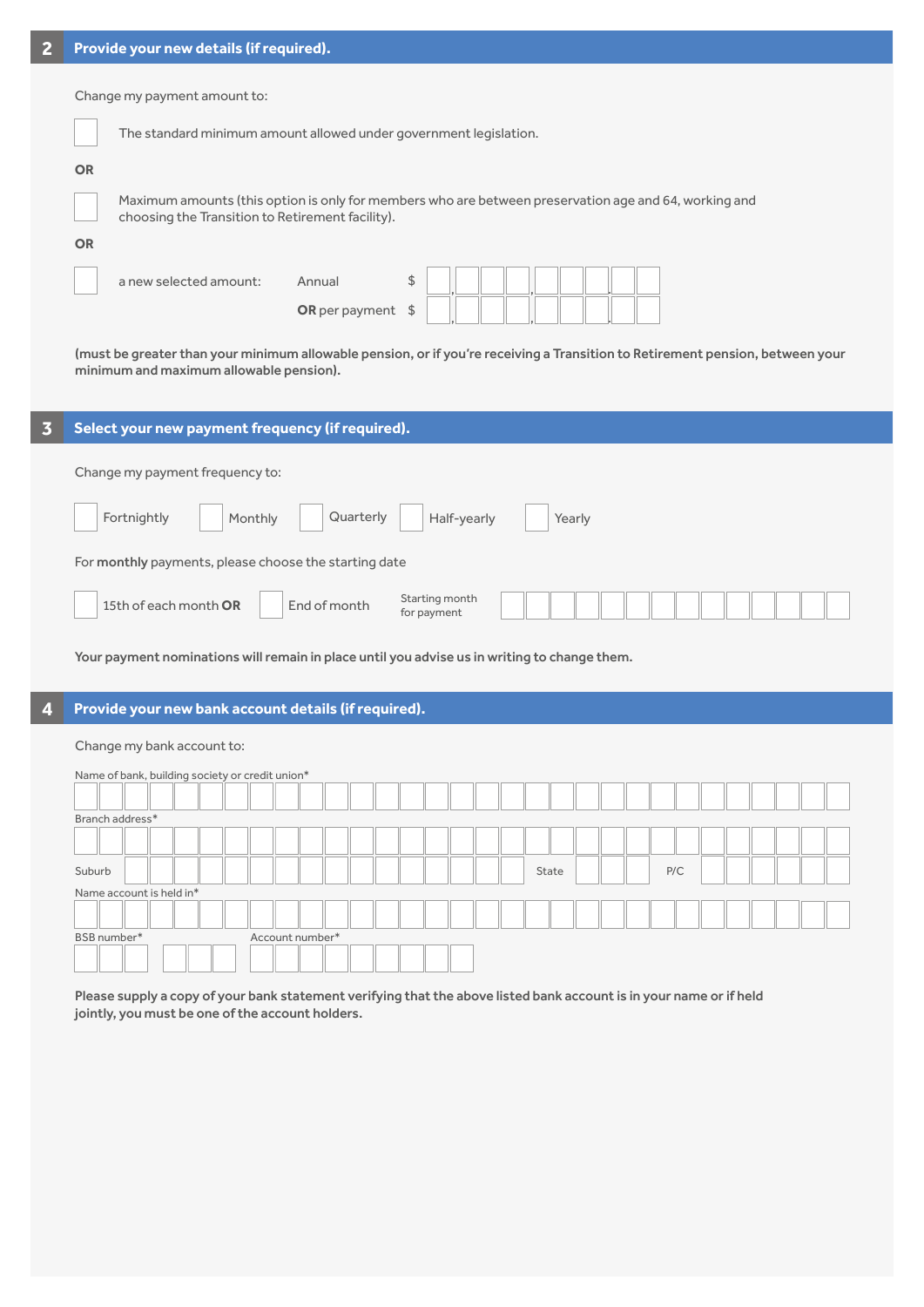## 2 Provide your new details (if required).

Change my payment amount to:

☐ The standard minimum amount allowed under government legislation.

**OR**

☐ Maximum amounts (this option is only for members who are between preservation age and 64, working and choosing the Transition to Retirement facility).

**OR**

☐ a new selected amount: Annual $ ___,___,___.__

**OR** per payment $ ___,___,___.__

**(must be greater than your minimum allowable pension, or if you're receiving a Transition to Retirement pension, between your minimum and maximum allowable pension).**

## 3 Select your new payment frequency (if required).

Change my payment frequency to:

☐ Fortnightly ☐ Monthly ☐ Quarterly ☐ Half-yearly ☐ Yearly

For **monthly** payments, please choose the starting date

☐ 15th of each month **OR** ☐ End of month Starting month for payment ______________

**Your payment nominations will remain in place until you advise us in writing to change them.**

## 4 Provide your new bank account details (if required).

Change my bank account to:

Name of bank, building society or credit union* ______________

Branch address* ______________

Suburb ______________ State ______ P/C ______

Name account is held in* ______________

BSB number* ___ - ___ Account number* ______________

**Please supply a copy of your bank statement verifying that the above listed bank account is in your name or if held jointly, you must be one of the account holders.**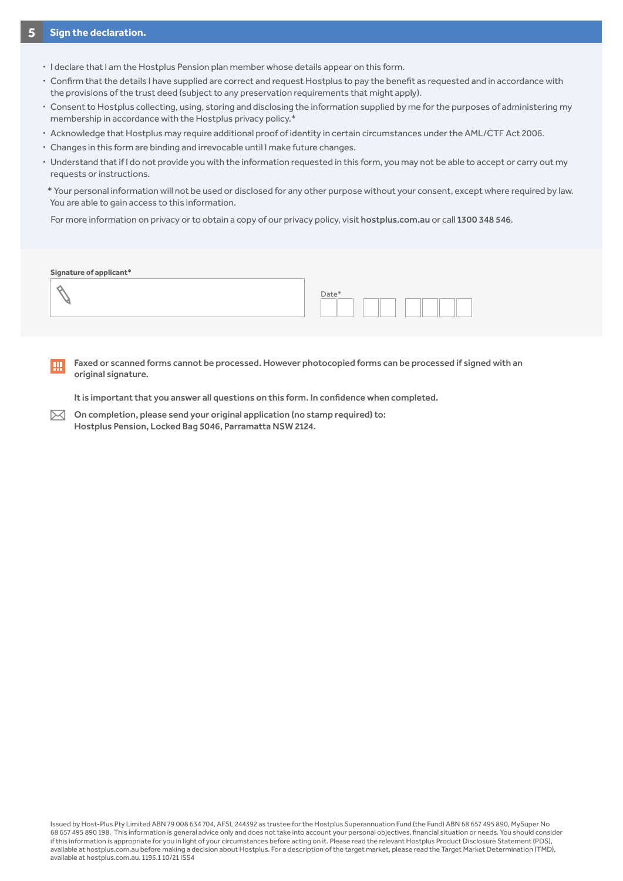## 5 Sign the declaration.

- I declare that I am the Hostplus Pension plan member whose details appear on this form.
- Confirm that the details I have supplied are correct and request Hostplus to pay the benefit as requested and in accordance with the provisions of the trust deed (subject to any preservation requirements that might apply).
- Consent to Hostplus collecting, using, storing and disclosing the information supplied by me for the purposes of administering my membership in accordance with the Hostplus privacy policy.*
- Acknowledge that Hostplus may require additional proof of identity in certain circumstances under the AML/CTF Act 2006.
- Changes in this form are binding and irrevocable until I make future changes.
- Understand that if I do not provide you with the information requested in this form, you may not be able to accept or carry out my requests or instructions.

\* Your personal information will not be used or disclosed for any other purpose without your consent, except where required by law. You are able to gain access to this information.

For more information on privacy or to obtain a copy of our privacy policy, visit **hostplus.com.au** or call **1300 348 546**.

**Signature of applicant***

Date*

**Faxed or scanned forms cannot be processed. However photocopied forms can be processed if signed with an original signature.**

**It is important that you answer all questions on this form. In confidence when completed.**

**On completion, please send your original application (no stamp required) to:**
**Hostplus Pension, Locked Bag 5046, Parramatta NSW 2124.**

Issued by Host-Plus Pty Limited ABN 79 008 634 704, AFSL 244392 as trustee for the Hostplus Superannuation Fund (the Fund) ABN 68 657 495 890, MySuper No 68 657 495 890 198. This information is general advice only and does not take into account your personal objectives, financial situation or needs. You should consider if this information is appropriate for you in light of your circumstances before acting on it. Please read the relevant Hostplus Product Disclosure Statement (PDS), available at hostplus.com.au before making a decision about Hostplus. For a description of the target market, please read the Target Market Determination (TMD), available at hostplus.com.au. 1195.1 10/21 ISS4